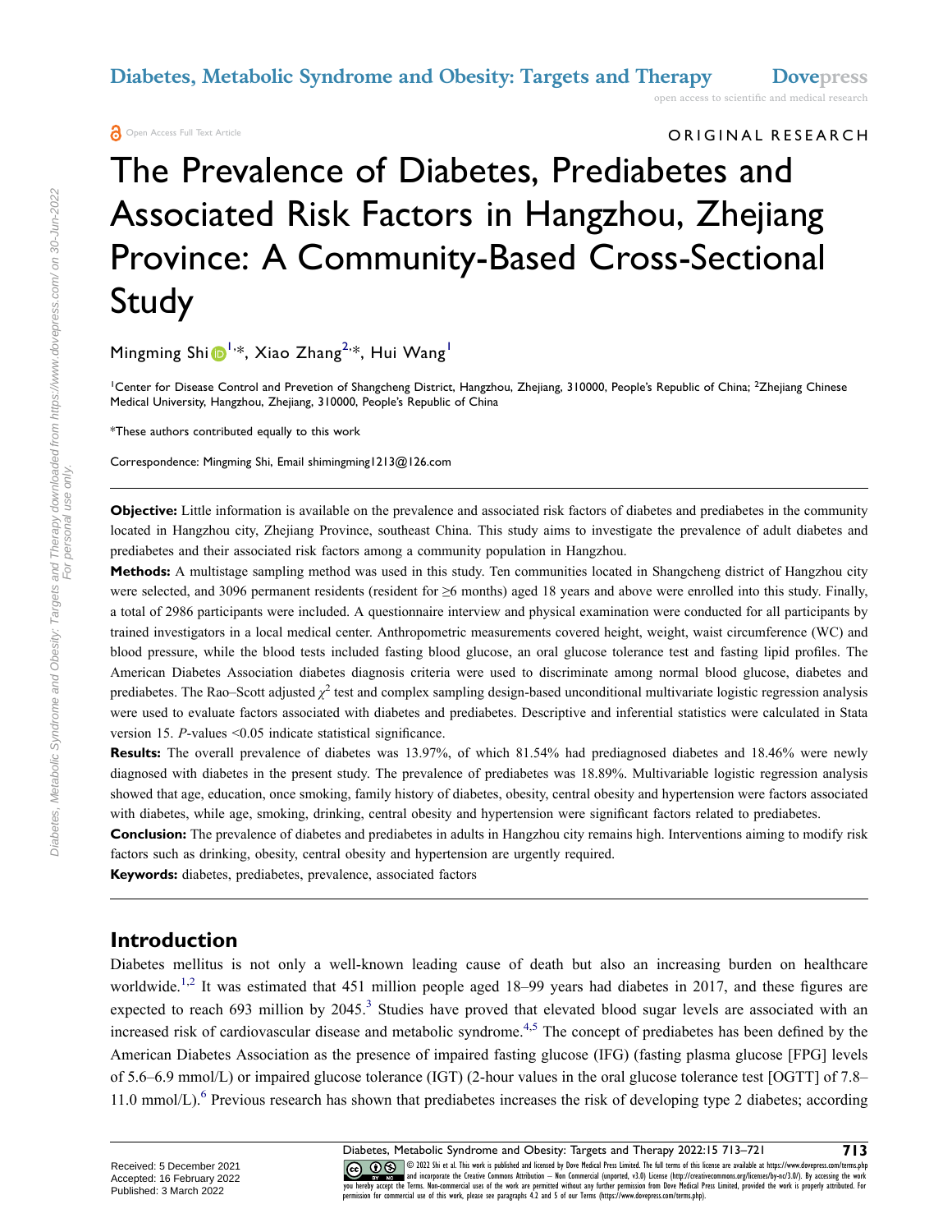ORIGINAL RESEARCH

# The Prevalence of Diabetes, Prediabetes and Associated Risk Factors in Hangzhou, Zhejiang Province: A Community-Based Cross-Sectional Study

Mingming Shi[1,*], Xiao Zhang[2,*], Hui Wang[1]

[1]Center for Disease Control and Prevetion of Shangcheng District, Hangzhou, Zhejiang, 310000, People's Republic of China; [2]Zhejiang Chinese Medical University, Hangzhou, Zhejiang, 310000, People's Republic of China

*These authors contributed equally to this work

Correspondence: Mingming Shi, Email shimingming1213@126.com

**Objective:** Little information is available on the prevalence and associated risk factors of diabetes and prediabetes in the community located in Hangzhou city, Zhejiang Province, southeast China. This study aims to investigate the prevalence of adult diabetes and prediabetes and their associated risk factors among a community population in Hangzhou.

**Methods:** A multistage sampling method was used in this study. Ten communities located in Shangcheng district of Hangzhou city were selected, and 3096 permanent residents (resident for ≥6 months) aged 18 years and above were enrolled into this study. Finally, a total of 2986 participants were included. A questionnaire interview and physical examination were conducted for all participants by trained investigators in a local medical center. Anthropometric measurements covered height, weight, waist circumference (WC) and blood pressure, while the blood tests included fasting blood glucose, an oral glucose tolerance test and fasting lipid profiles. The American Diabetes Association diabetes diagnosis criteria were used to discriminate among normal blood glucose, diabetes and prediabetes. The Rao–Scott adjusted $\chi^2$ test and complex sampling design-based unconditional multivariate logistic regression analysis were used to evaluate factors associated with diabetes and prediabetes. Descriptive and inferential statistics were calculated in Stata version 15. *P*-values <0.05 indicate statistical significance.

**Results:** The overall prevalence of diabetes was 13.97%, of which 81.54% had prediagnosed diabetes and 18.46% were newly diagnosed with diabetes in the present study. The prevalence of prediabetes was 18.89%. Multivariable logistic regression analysis showed that age, education, once smoking, family history of diabetes, obesity, central obesity and hypertension were factors associated with diabetes, while age, smoking, drinking, central obesity and hypertension were significant factors related to prediabetes.

**Conclusion:** The prevalence of diabetes and prediabetes in adults in Hangzhou city remains high. Interventions aiming to modify risk factors such as drinking, obesity, central obesity and hypertension are urgently required.

**Keywords:** diabetes, prediabetes, prevalence, associated factors

## Introduction

Diabetes mellitus is not only a well-known leading cause of death but also an increasing burden on healthcare worldwide.[1,2] It was estimated that 451 million people aged 18–99 years had diabetes in 2017, and these figures are expected to reach 693 million by 2045.[3] Studies have proved that elevated blood sugar levels are associated with an increased risk of cardiovascular disease and metabolic syndrome.[4,5] The concept of prediabetes has been defined by the American Diabetes Association as the presence of impaired fasting glucose (IFG) (fasting plasma glucose [FPG] levels of 5.6–6.9 mmol/L) or impaired glucose tolerance (IGT) (2-hour values in the oral glucose tolerance test [OGTT] of 7.8–11.0 mmol/L).[6] Previous research has shown that prediabetes increases the risk of developing type 2 diabetes; according

Received: 5 December 2021
Accepted: 16 February 2022
Published: 3 March 2022

© 2022 Shi et al. This work is published and licensed by Dove Medical Press Limited. The full terms of this license are available at https://www.dovepress.com/terms.php and incorporate the Creative Commons Attribution – Non Commercial (unported, v3.0) License (http://creativecommons.org/licenses/by-nc/3.0/). By accessing the work you hereby accept the Terms. Non-commercial uses of the work are permitted without any further permission from Dove Medical Press Limited, provided the work is properly attributed. For permission for commercial use of this work, please see paragraphs 4.2 and 5 of our Terms (https://www.dovepress.com/terms.php).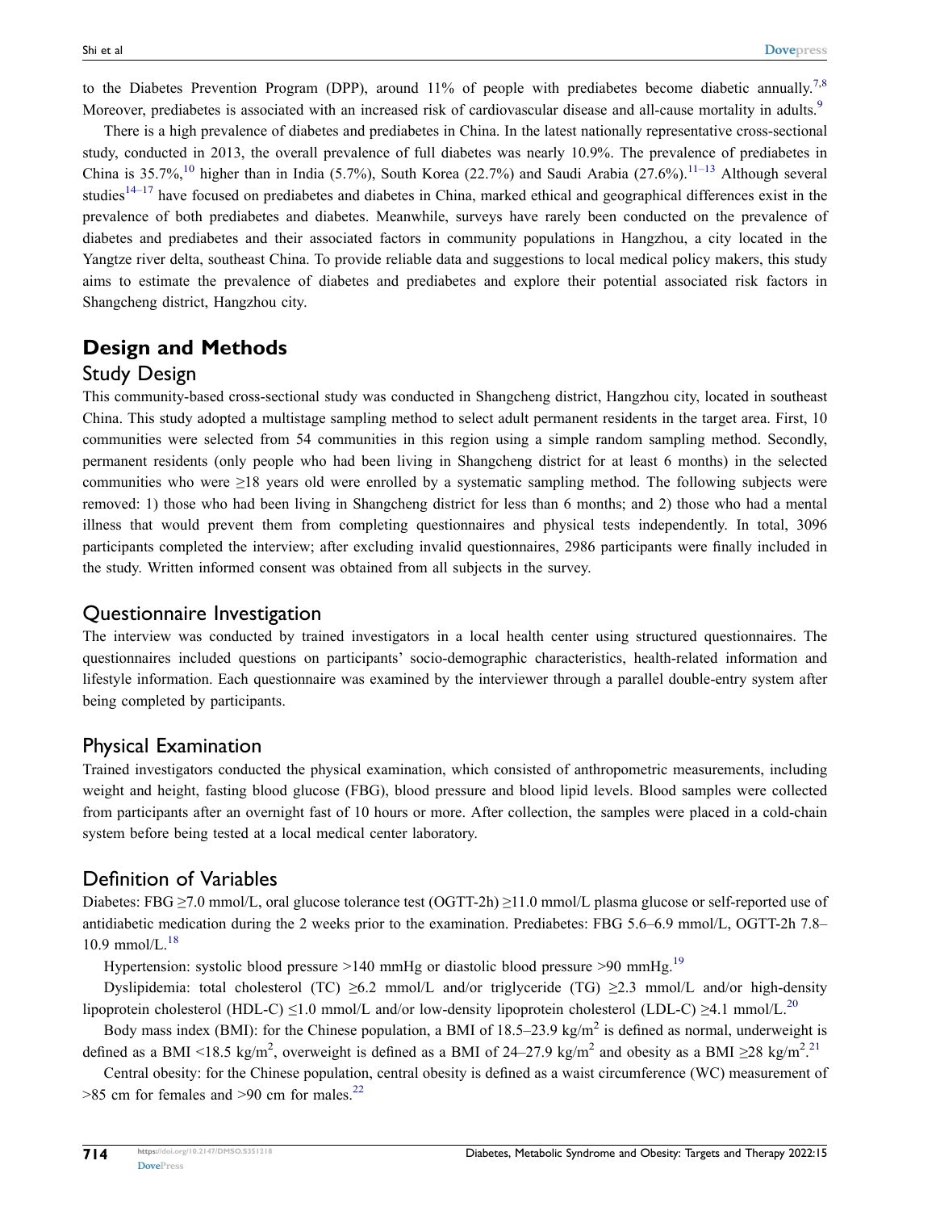to the Diabetes Prevention Program (DPP), around 11% of people with prediabetes become diabetic annually.[7,8] Moreover, prediabetes is associated with an increased risk of cardiovascular disease and all-cause mortality in adults.[9]

There is a high prevalence of diabetes and prediabetes in China. In the latest nationally representative cross-sectional study, conducted in 2013, the overall prevalence of full diabetes was nearly 10.9%. The prevalence of prediabetes in China is 35.7%,[10] higher than in India (5.7%), South Korea (22.7%) and Saudi Arabia (27.6%).[11–13] Although several studies[14–17] have focused on prediabetes and diabetes in China, marked ethical and geographical differences exist in the prevalence of both prediabetes and diabetes. Meanwhile, surveys have rarely been conducted on the prevalence of diabetes and prediabetes and their associated factors in community populations in Hangzhou, a city located in the Yangtze river delta, southeast China. To provide reliable data and suggestions to local medical policy makers, this study aims to estimate the prevalence of diabetes and prediabetes and explore their potential associated risk factors in Shangcheng district, Hangzhou city.

# Design and Methods

## Study Design

This community-based cross-sectional study was conducted in Shangcheng district, Hangzhou city, located in southeast China. This study adopted a multistage sampling method to select adult permanent residents in the target area. First, 10 communities were selected from 54 communities in this region using a simple random sampling method. Secondly, permanent residents (only people who had been living in Shangcheng district for at least 6 months) in the selected communities who were ≥18 years old were enrolled by a systematic sampling method. The following subjects were removed: 1) those who had been living in Shangcheng district for less than 6 months; and 2) those who had a mental illness that would prevent them from completing questionnaires and physical tests independently. In total, 3096 participants completed the interview; after excluding invalid questionnaires, 2986 participants were finally included in the study. Written informed consent was obtained from all subjects in the survey.

## Questionnaire Investigation

The interview was conducted by trained investigators in a local health center using structured questionnaires. The questionnaires included questions on participants' socio-demographic characteristics, health-related information and lifestyle information. Each questionnaire was examined by the interviewer through a parallel double-entry system after being completed by participants.

## Physical Examination

Trained investigators conducted the physical examination, which consisted of anthropometric measurements, including weight and height, fasting blood glucose (FBG), blood pressure and blood lipid levels. Blood samples were collected from participants after an overnight fast of 10 hours or more. After collection, the samples were placed in a cold-chain system before being tested at a local medical center laboratory.

## Definition of Variables

Diabetes: FBG ≥7.0 mmol/L, oral glucose tolerance test (OGTT-2h) ≥11.0 mmol/L plasma glucose or self-reported use of antidiabetic medication during the 2 weeks prior to the examination. Prediabetes: FBG 5.6–6.9 mmol/L, OGTT-2h 7.8–10.9 mmol/L.[18]

Hypertension: systolic blood pressure >140 mmHg or diastolic blood pressure >90 mmHg.[19]

Dyslipidemia: total cholesterol (TC) ≥6.2 mmol/L and/or triglyceride (TG) ≥2.3 mmol/L and/or high-density lipoprotein cholesterol (HDL-C) ≤1.0 mmol/L and/or low-density lipoprotein cholesterol (LDL-C) ≥4.1 mmol/L.[20]

Body mass index (BMI): for the Chinese population, a BMI of 18.5–23.9 $kg/m^2$ is defined as normal, underweight is defined as a BMI <18.5 $kg/m^2$, overweight is defined as a BMI of 24–27.9 $kg/m^2$ and obesity as a BMI ≥28 $kg/m^2$.[21]

Central obesity: for the Chinese population, central obesity is defined as a waist circumference (WC) measurement of >85 cm for females and >90 cm for males.[22]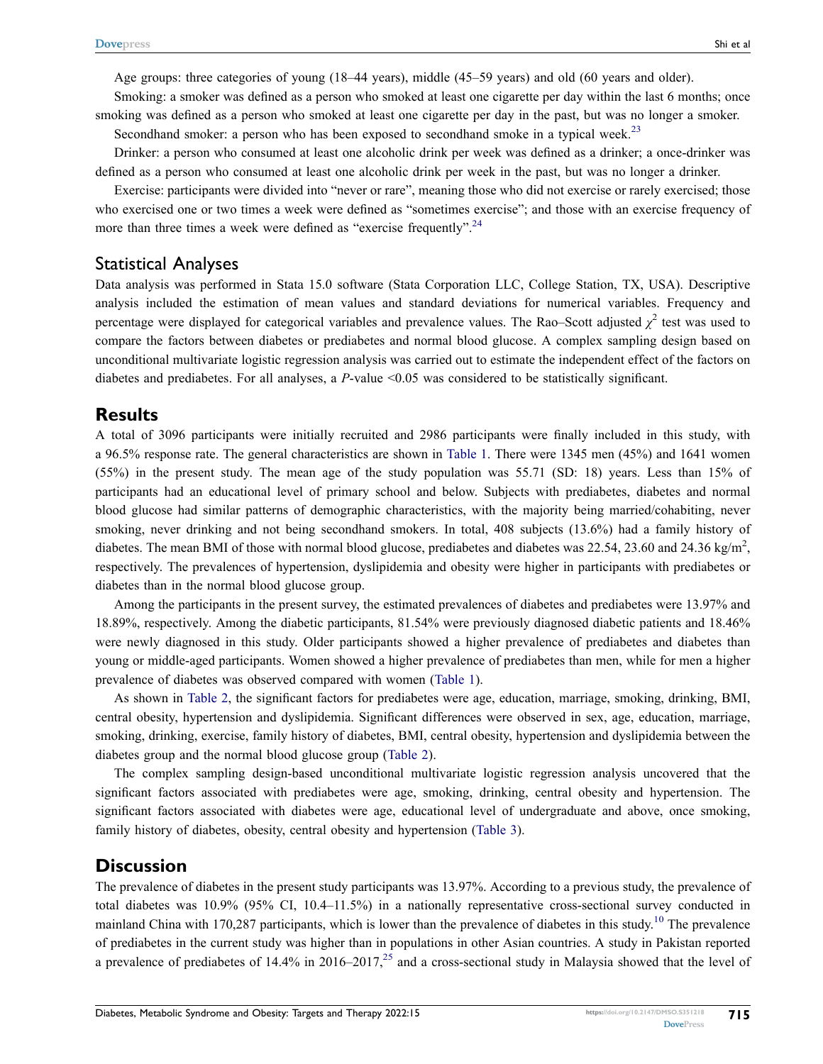Age groups: three categories of young (18–44 years), middle (45–59 years) and old (60 years and older).

Smoking: a smoker was defined as a person who smoked at least one cigarette per day within the last 6 months; once smoking was defined as a person who smoked at least one cigarette per day in the past, but was no longer a smoker.

Secondhand smoker: a person who has been exposed to secondhand smoke in a typical week.[23]

Drinker: a person who consumed at least one alcoholic drink per week was defined as a drinker; a once-drinker was defined as a person who consumed at least one alcoholic drink per week in the past, but was no longer a drinker.

Exercise: participants were divided into "never or rare", meaning those who did not exercise or rarely exercised; those who exercised one or two times a week were defined as "sometimes exercise"; and those with an exercise frequency of more than three times a week were defined as "exercise frequently".[24]

## Statistical Analyses

Data analysis was performed in Stata 15.0 software (Stata Corporation LLC, College Station, TX, USA). Descriptive analysis included the estimation of mean values and standard deviations for numerical variables. Frequency and percentage were displayed for categorical variables and prevalence values. The Rao–Scott adjusted $\chi^2$ test was used to compare the factors between diabetes or prediabetes and normal blood glucose. A complex sampling design based on unconditional multivariate logistic regression analysis was carried out to estimate the independent effect of the factors on diabetes and prediabetes. For all analyses, a *P*-value <0.05 was considered to be statistically significant.

# Results

A total of 3096 participants were initially recruited and 2986 participants were finally included in this study, with a 96.5% response rate. The general characteristics are shown in Table 1. There were 1345 men (45%) and 1641 women (55%) in the present study. The mean age of the study population was 55.71 (SD: 18) years. Less than 15% of participants had an educational level of primary school and below. Subjects with prediabetes, diabetes and normal blood glucose had similar patterns of demographic characteristics, with the majority being married/cohabiting, never smoking, never drinking and not being secondhand smokers. In total, 408 subjects (13.6%) had a family history of diabetes. The mean BMI of those with normal blood glucose, prediabetes and diabetes was 22.54, 23.60 and 24.36 kg/m$^2$, respectively. The prevalences of hypertension, dyslipidemia and obesity were higher in participants with prediabetes or diabetes than in the normal blood glucose group.

Among the participants in the present survey, the estimated prevalences of diabetes and prediabetes were 13.97% and 18.89%, respectively. Among the diabetic participants, 81.54% were previously diagnosed diabetic patients and 18.46% were newly diagnosed in this study. Older participants showed a higher prevalence of prediabetes and diabetes than young or middle-aged participants. Women showed a higher prevalence of prediabetes than men, while for men a higher prevalence of diabetes was observed compared with women (Table 1).

As shown in Table 2, the significant factors for prediabetes were age, education, marriage, smoking, drinking, BMI, central obesity, hypertension and dyslipidemia. Significant differences were observed in sex, age, education, marriage, smoking, drinking, exercise, family history of diabetes, BMI, central obesity, hypertension and dyslipidemia between the diabetes group and the normal blood glucose group (Table 2).

The complex sampling design-based unconditional multivariate logistic regression analysis uncovered that the significant factors associated with prediabetes were age, smoking, drinking, central obesity and hypertension. The significant factors associated with diabetes were age, educational level of undergraduate and above, once smoking, family history of diabetes, obesity, central obesity and hypertension (Table 3).

# Discussion

The prevalence of diabetes in the present study participants was 13.97%. According to a previous study, the prevalence of total diabetes was 10.9% (95% CI, 10.4–11.5%) in a nationally representative cross-sectional survey conducted in mainland China with 170,287 participants, which is lower than the prevalence of diabetes in this study.[10] The prevalence of prediabetes in the current study was higher than in populations in other Asian countries. A study in Pakistan reported a prevalence of prediabetes of 14.4% in 2016–2017,[25] and a cross-sectional study in Malaysia showed that the level of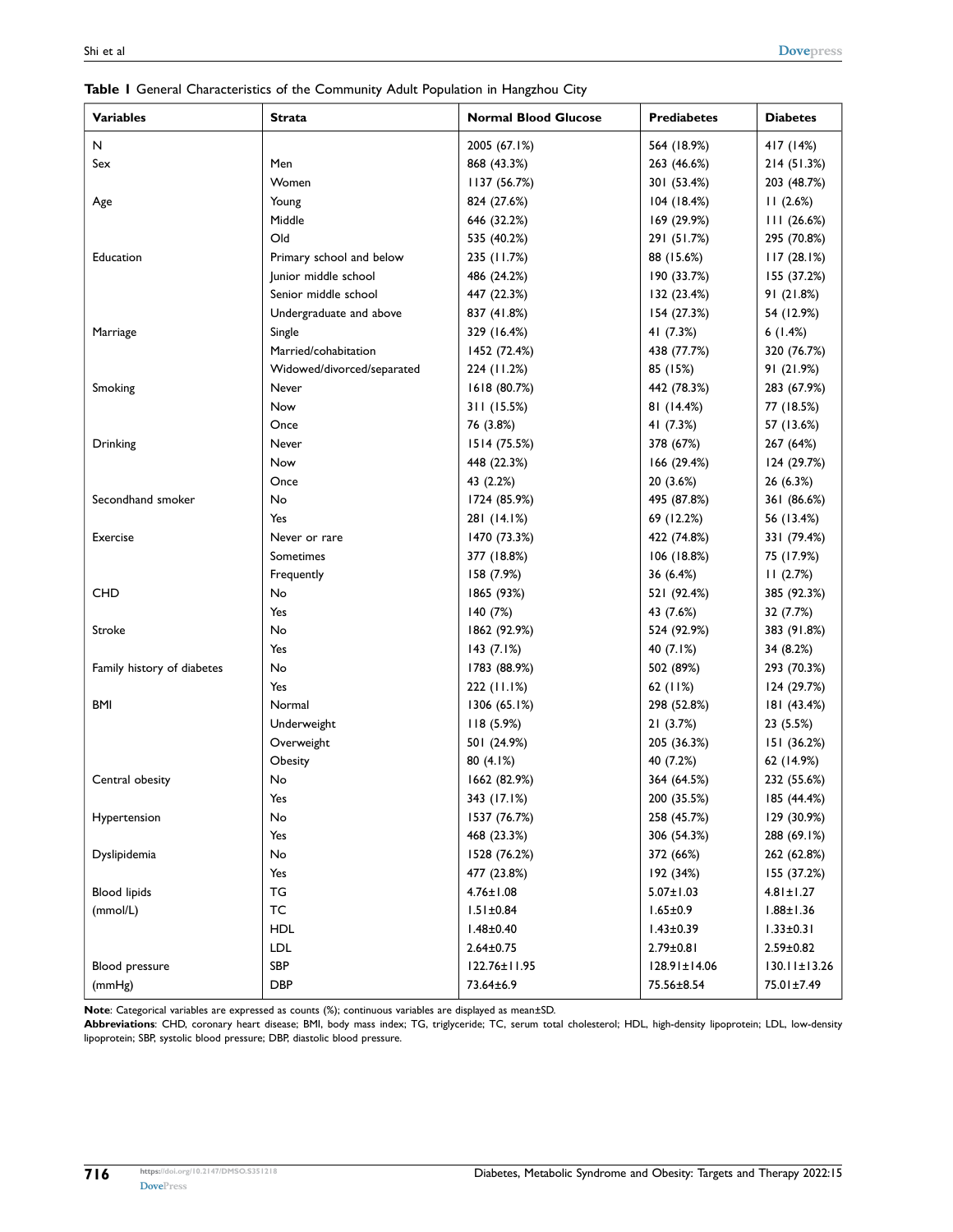**Table 1** General Characteristics of the Community Adult Population in Hangzhou City

| Variables | Strata | Normal Blood Glucose | Prediabetes | Diabetes |
|---|---|---|---|---|
| N | | 2005 (67.1%) | 564 (18.9%) | 417 (14%) |
| Sex | Men | 868 (43.3%) | 263 (46.6%) | 214 (51.3%) |
| | Women | 1137 (56.7%) | 301 (53.4%) | 203 (48.7%) |
| Age | Young | 824 (27.6%) | 104 (18.4%) | 11 (2.6%) |
| | Middle | 646 (32.2%) | 169 (29.9%) | 111 (26.6%) |
| | Old | 535 (40.2%) | 291 (51.7%) | 295 (70.8%) |
| Education | Primary school and below | 235 (11.7%) | 88 (15.6%) | 117 (28.1%) |
| | Junior middle school | 486 (24.2%) | 190 (33.7%) | 155 (37.2%) |
| | Senior middle school | 447 (22.3%) | 132 (23.4%) | 91 (21.8%) |
| | Undergraduate and above | 837 (41.8%) | 154 (27.3%) | 54 (12.9%) |
| Marriage | Single | 329 (16.4%) | 41 (7.3%) | 6 (1.4%) |
| | Married/cohabitation | 1452 (72.4%) | 438 (77.7%) | 320 (76.7%) |
| | Widowed/divorced/separated | 224 (11.2%) | 85 (15%) | 91 (21.9%) |
| Smoking | Never | 1618 (80.7%) | 442 (78.3%) | 283 (67.9%) |
| | Now | 311 (15.5%) | 81 (14.4%) | 77 (18.5%) |
| | Once | 76 (3.8%) | 41 (7.3%) | 57 (13.6%) |
| Drinking | Never | 1514 (75.5%) | 378 (67%) | 267 (64%) |
| | Now | 448 (22.3%) | 166 (29.4%) | 124 (29.7%) |
| | Once | 43 (2.2%) | 20 (3.6%) | 26 (6.3%) |
| Secondhand smoker | No | 1724 (85.9%) | 495 (87.8%) | 361 (86.6%) |
| | Yes | 281 (14.1%) | 69 (12.2%) | 56 (13.4%) |
| Exercise | Never or rare | 1470 (73.3%) | 422 (74.8%) | 331 (79.4%) |
| | Sometimes | 377 (18.8%) | 106 (18.8%) | 75 (17.9%) |
| | Frequently | 158 (7.9%) | 36 (6.4%) | 11 (2.7%) |
| CHD | No | 1865 (93%) | 521 (92.4%) | 385 (92.3%) |
| | Yes | 140 (7%) | 43 (7.6%) | 32 (7.7%) |
| Stroke | No | 1862 (92.9%) | 524 (92.9%) | 383 (91.8%) |
| | Yes | 143 (7.1%) | 40 (7.1%) | 34 (8.2%) |
| Family history of diabetes | No | 1783 (88.9%) | 502 (89%) | 293 (70.3%) |
| | Yes | 222 (11.1%) | 62 (11%) | 124 (29.7%) |
| BMI | Normal | 1306 (65.1%) | 298 (52.8%) | 181 (43.4%) |
| | Underweight | 118 (5.9%) | 21 (3.7%) | 23 (5.5%) |
| | Overweight | 501 (24.9%) | 205 (36.3%) | 151 (36.2%) |
| | Obesity | 80 (4.1%) | 40 (7.2%) | 62 (14.9%) |
| Central obesity | No | 1662 (82.9%) | 364 (64.5%) | 232 (55.6%) |
| | Yes | 343 (17.1%) | 200 (35.5%) | 185 (44.4%) |
| Hypertension | No | 1537 (76.7%) | 258 (45.7%) | 129 (30.9%) |
| | Yes | 468 (23.3%) | 306 (54.3%) | 288 (69.1%) |
| Dyslipidemia | No | 1528 (76.2%) | 372 (66%) | 262 (62.8%) |
| | Yes | 477 (23.8%) | 192 (34%) | 155 (37.2%) |
| Blood lipids (mmol/L) | TG | 4.76±1.08 | 5.07±1.03 | 4.81±1.27 |
| | TC | 1.51±0.84 | 1.65±0.9 | 1.88±1.36 |
| | HDL | 1.48±0.40 | 1.43±0.39 | 1.33±0.31 |
| | LDL | 2.64±0.75 | 2.79±0.81 | 2.59±0.82 |
| Blood pressure (mmHg) | SBP | 122.76±11.95 | 128.91±14.06 | 130.11±13.26 |
| | DBP | 73.64±6.9 | 75.56±8.54 | 75.01±7.49 |

**Note**: Categorical variables are expressed as counts (%); continuous variables are displayed as mean±SD.

**Abbreviations**: CHD, coronary heart disease; BMI, body mass index; TG, triglyceride; TC, serum total cholesterol; HDL, high-density lipoprotein; LDL, low-density lipoprotein; SBP, systolic blood pressure; DBP, diastolic blood pressure.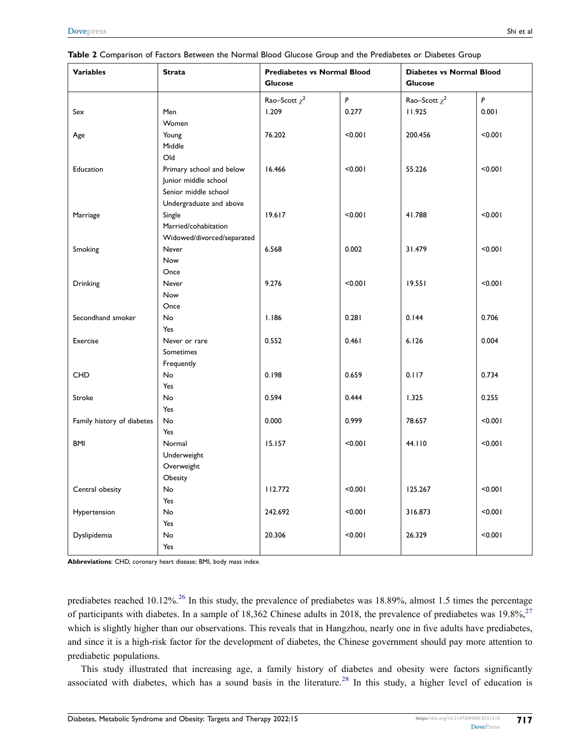**Table 2** Comparison of Factors Between the Normal Blood Glucose Group and the Prediabetes or Diabetes Group

| Variables | Strata | Prediabetes vs Normal Blood Glucose | | Diabetes vs Normal Blood Glucose | |
|---|---|---|---|---|---|
| | | Rao–Scott $\chi^2$ | *P* | Rao–Scott $\chi^2$ | *P* |
| Sex | Men<br>Women | 1.209 | 0.277 | 11.925 | 0.001 |
| Age | Young<br>Middle<br>Old | 76.202 | <0.001 | 200.456 | <0.001 |
| Education | Primary school and below<br>Junior middle school<br>Senior middle school<br>Undergraduate and above | 16.466 | <0.001 | 55.226 | <0.001 |
| Marriage | Single<br>Married/cohabitation<br>Widowed/divorced/separated | 19.617 | <0.001 | 41.788 | <0.001 |
| Smoking | Never<br>Now<br>Once | 6.568 | 0.002 | 31.479 | <0.001 |
| Drinking | Never<br>Now<br>Once | 9.276 | <0.001 | 19.551 | <0.001 |
| Secondhand smoker | No<br>Yes | 1.186 | 0.281 | 0.144 | 0.706 |
| Exercise | Never or rare<br>Sometimes<br>Frequently | 0.552 | 0.461 | 6.126 | 0.004 |
| CHD | No<br>Yes | 0.198 | 0.659 | 0.117 | 0.734 |
| Stroke | No<br>Yes | 0.594 | 0.444 | 1.325 | 0.255 |
| Family history of diabetes | No<br>Yes | 0.000 | 0.999 | 78.657 | <0.001 |
| BMI | Normal<br>Underweight<br>Overweight<br>Obesity | 15.157 | <0.001 | 44.110 | <0.001 |
| Central obesity | No<br>Yes | 112.772 | <0.001 | 125.267 | <0.001 |
| Hypertension | No<br>Yes | 242.692 | <0.001 | 316.873 | <0.001 |
| Dyslipidemia | No<br>Yes | 20.306 | <0.001 | 26.329 | <0.001 |

**Abbreviations**: CHD, coronary heart disease; BMI, body mass index.

prediabetes reached 10.12%.[26] In this study, the prevalence of prediabetes was 18.89%, almost 1.5 times the percentage of participants with diabetes. In a sample of 18,362 Chinese adults in 2018, the prevalence of prediabetes was 19.8%,[27] which is slightly higher than our observations. This reveals that in Hangzhou, nearly one in five adults have prediabetes, and since it is a high-risk factor for the development of diabetes, the Chinese government should pay more attention to prediabetic populations.

This study illustrated that increasing age, a family history of diabetes and obesity were factors significantly associated with diabetes, which has a sound basis in the literature.[28] In this study, a higher level of education is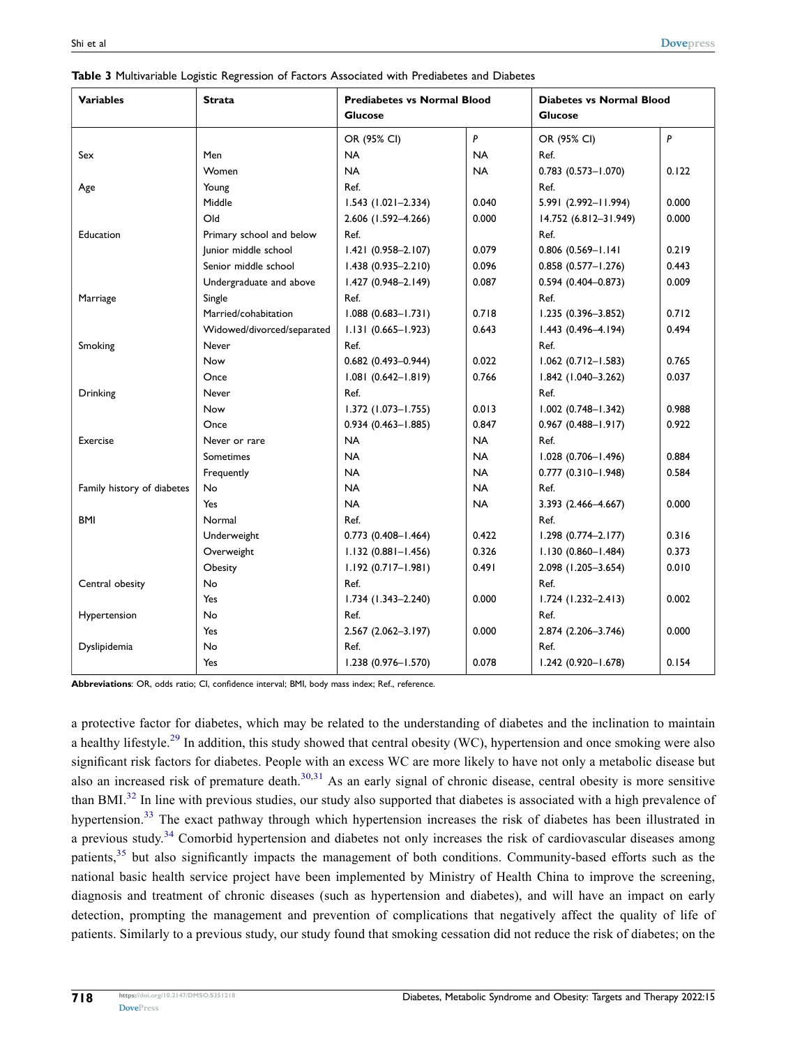**Table 3** Multivariable Logistic Regression of Factors Associated with Prediabetes and Diabetes

| Variables | Strata | Prediabetes vs Normal Blood Glucose | | Diabetes vs Normal Blood Glucose | |
|---|---|---|---|---|---|
| | | OR (95% CI) | *P* | OR (95% CI) | *P* |
| Sex | Men | NA | NA | Ref. | |
| | Women | NA | NA | 0.783 (0.573–1.070) | 0.122 |
| Age | Young | Ref. | | Ref. | |
| | Middle | 1.543 (1.021–2.334) | 0.040 | 5.991 (2.992–11.994) | 0.000 |
| | Old | 2.606 (1.592–4.266) | 0.000 | 14.752 (6.812–31.949) | 0.000 |
| Education | Primary school and below | Ref. | | Ref. | |
| | Junior middle school | 1.421 (0.958–2.107) | 0.079 | 0.806 (0.569–1.141 | 0.219 |
| | Senior middle school | 1.438 (0.935–2.210) | 0.096 | 0.858 (0.577–1.276) | 0.443 |
| | Undergraduate and above | 1.427 (0.948–2.149) | 0.087 | 0.594 (0.404–0.873) | 0.009 |
| Marriage | Single | Ref. | | Ref. | |
| | Married/cohabitation | 1.088 (0.683–1.731) | 0.718 | 1.235 (0.396–3.852) | 0.712 |
| | Widowed/divorced/separated | 1.131 (0.665–1.923) | 0.643 | 1.443 (0.496–4.194) | 0.494 |
| Smoking | Never | Ref. | | Ref. | |
| | Now | 0.682 (0.493–0.944) | 0.022 | 1.062 (0.712–1.583) | 0.765 |
| | Once | 1.081 (0.642–1.819) | 0.766 | 1.842 (1.040–3.262) | 0.037 |
| Drinking | Never | Ref. | | Ref. | |
| | Now | 1.372 (1.073–1.755) | 0.013 | 1.002 (0.748–1.342) | 0.988 |
| | Once | 0.934 (0.463–1.885) | 0.847 | 0.967 (0.488–1.917) | 0.922 |
| Exercise | Never or rare | NA | NA | Ref. | |
| | Sometimes | NA | NA | 1.028 (0.706–1.496) | 0.884 |
| | Frequently | NA | NA | 0.777 (0.310–1.948) | 0.584 |
| Family history of diabetes | No | NA | NA | Ref. | |
| | Yes | NA | NA | 3.393 (2.466–4.667) | 0.000 |
| BMI | Normal | Ref. | | Ref. | |
| | Underweight | 0.773 (0.408–1.464) | 0.422 | 1.298 (0.774–2.177) | 0.316 |
| | Overweight | 1.132 (0.881–1.456) | 0.326 | 1.130 (0.860–1.484) | 0.373 |
| | Obesity | 1.192 (0.717–1.981) | 0.491 | 2.098 (1.205–3.654) | 0.010 |
| Central obesity | No | Ref. | | Ref. | |
| | Yes | 1.734 (1.343–2.240) | 0.000 | 1.724 (1.232–2.413) | 0.002 |
| Hypertension | No | Ref. | | Ref. | |
| | Yes | 2.567 (2.062–3.197) | 0.000 | 2.874 (2.206–3.746) | 0.000 |
| Dyslipidemia | No | Ref. | | Ref. | |
| | Yes | 1.238 (0.976–1.570) | 0.078 | 1.242 (0.920–1.678) | 0.154 |

**Abbreviations**: OR, odds ratio; CI, confidence interval; BMI, body mass index; Ref., reference.

a protective factor for diabetes, which may be related to the understanding of diabetes and the inclination to maintain a healthy lifestyle.[29] In addition, this study showed that central obesity (WC), hypertension and once smoking were also significant risk factors for diabetes. People with an excess WC are more likely to have not only a metabolic disease but also an increased risk of premature death.[30,31] As an early signal of chronic disease, central obesity is more sensitive than BMI.[32] In line with previous studies, our study also supported that diabetes is associated with a high prevalence of hypertension.[33] The exact pathway through which hypertension increases the risk of diabetes has been illustrated in a previous study.[34] Comorbid hypertension and diabetes not only increases the risk of cardiovascular diseases among patients,[35] but also significantly impacts the management of both conditions. Community-based efforts such as the national basic health service project have been implemented by Ministry of Health China to improve the screening, diagnosis and treatment of chronic diseases (such as hypertension and diabetes), and will have an impact on early detection, prompting the management and prevention of complications that negatively affect the quality of life of patients. Similarly to a previous study, our study found that smoking cessation did not reduce the risk of diabetes; on the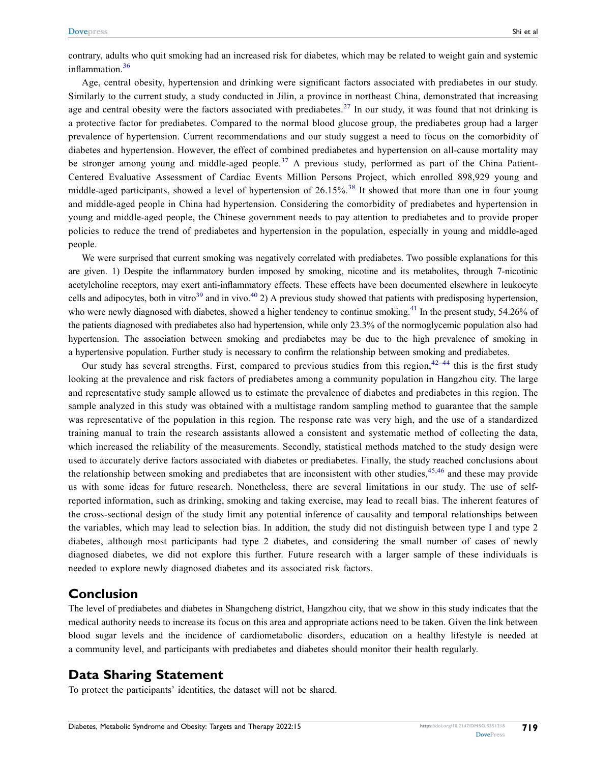contrary, adults who quit smoking had an increased risk for diabetes, which may be related to weight gain and systemic inflammation.[36]

Age, central obesity, hypertension and drinking were significant factors associated with prediabetes in our study. Similarly to the current study, a study conducted in Jilin, a province in northeast China, demonstrated that increasing age and central obesity were the factors associated with prediabetes.[27] In our study, it was found that not drinking is a protective factor for prediabetes. Compared to the normal blood glucose group, the prediabetes group had a larger prevalence of hypertension. Current recommendations and our study suggest a need to focus on the comorbidity of diabetes and hypertension. However, the effect of combined prediabetes and hypertension on all-cause mortality may be stronger among young and middle-aged people.[37] A previous study, performed as part of the China Patient-Centered Evaluative Assessment of Cardiac Events Million Persons Project, which enrolled 898,929 young and middle-aged participants, showed a level of hypertension of 26.15%.[38] It showed that more than one in four young and middle-aged people in China had hypertension. Considering the comorbidity of prediabetes and hypertension in young and middle-aged people, the Chinese government needs to pay attention to prediabetes and to provide proper policies to reduce the trend of prediabetes and hypertension in the population, especially in young and middle-aged people.

We were surprised that current smoking was negatively correlated with prediabetes. Two possible explanations for this are given. 1) Despite the inflammatory burden imposed by smoking, nicotine and its metabolites, through 7-nicotinic acetylcholine receptors, may exert anti-inflammatory effects. These effects have been documented elsewhere in leukocyte cells and adipocytes, both in vitro[39] and in vivo.[40] 2) A previous study showed that patients with predisposing hypertension, who were newly diagnosed with diabetes, showed a higher tendency to continue smoking.[41] In the present study, 54.26% of the patients diagnosed with prediabetes also had hypertension, while only 23.3% of the normoglycemic population also had hypertension. The association between smoking and prediabetes may be due to the high prevalence of smoking in a hypertensive population. Further study is necessary to confirm the relationship between smoking and prediabetes.

Our study has several strengths. First, compared to previous studies from this region,[42–44] this is the first study looking at the prevalence and risk factors of prediabetes among a community population in Hangzhou city. The large and representative study sample allowed us to estimate the prevalence of diabetes and prediabetes in this region. The sample analyzed in this study was obtained with a multistage random sampling method to guarantee that the sample was representative of the population in this region. The response rate was very high, and the use of a standardized training manual to train the research assistants allowed a consistent and systematic method of collecting the data, which increased the reliability of the measurements. Secondly, statistical methods matched to the study design were used to accurately derive factors associated with diabetes or prediabetes. Finally, the study reached conclusions about the relationship between smoking and prediabetes that are inconsistent with other studies,[45,46] and these may provide us with some ideas for future research. Nonetheless, there are several limitations in our study. The use of self-reported information, such as drinking, smoking and taking exercise, may lead to recall bias. The inherent features of the cross-sectional design of the study limit any potential inference of causality and temporal relationships between the variables, which may lead to selection bias. In addition, the study did not distinguish between type I and type 2 diabetes, although most participants had type 2 diabetes, and considering the small number of cases of newly diagnosed diabetes, we did not explore this further. Future research with a larger sample of these individuals is needed to explore newly diagnosed diabetes and its associated risk factors.

## Conclusion

The level of prediabetes and diabetes in Shangcheng district, Hangzhou city, that we show in this study indicates that the medical authority needs to increase its focus on this area and appropriate actions need to be taken. Given the link between blood sugar levels and the incidence of cardiometabolic disorders, education on a healthy lifestyle is needed at a community level, and participants with prediabetes and diabetes should monitor their health regularly.

## Data Sharing Statement

To protect the participants' identities, the dataset will not be shared.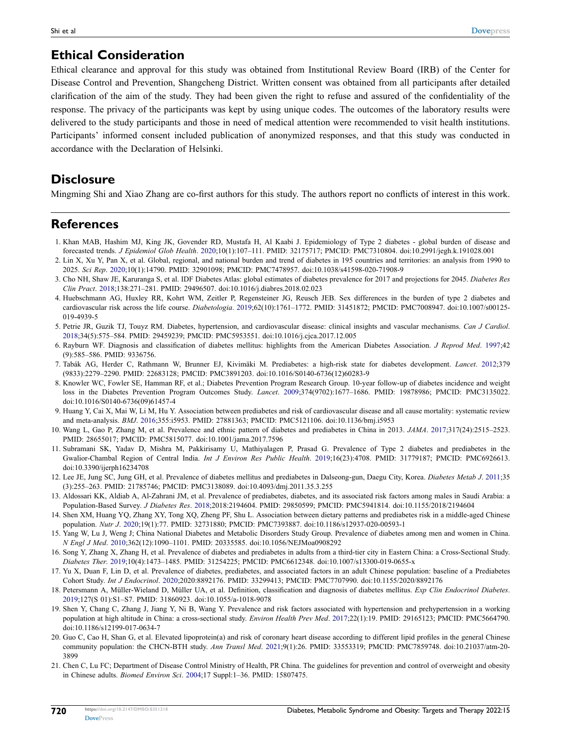## Ethical Consideration

Ethical clearance and approval for this study was obtained from Institutional Review Board (IRB) of the Center for Disease Control and Prevention, Shangcheng District. Written consent was obtained from all participants after detailed clarification of the aim of the study. They had been given the right to refuse and assured of the confidentiality of the response. The privacy of the participants was kept by using unique codes. The outcomes of the laboratory results were delivered to the study participants and those in need of medical attention were recommended to visit health institutions. Participants' informed consent included publication of anonymized responses, and that this study was conducted in accordance with the Declaration of Helsinki.

## Disclosure

Mingming Shi and Xiao Zhang are co-first authors for this study. The authors report no conflicts of interest in this work.

## References

1. Khan MAB, Hashim MJ, King JK, Govender RD, Mustafa H, Al Kaabi J. Epidemiology of Type 2 diabetes - global burden of disease and forecasted trends. *J Epidemiol Glob Health*. 2020;10(1):107–111. PMID: 32175717; PMCID: PMC7310804. doi:10.2991/jegh.k.191028.001
2. Lin X, Xu Y, Pan X, et al. Global, regional, and national burden and trend of diabetes in 195 countries and territories: an analysis from 1990 to 2025. *Sci Rep*. 2020;10(1):14790. PMID: 32901098; PMCID: PMC7478957. doi:10.1038/s41598-020-71908-9
3. Cho NH, Shaw JE, Karuranga S, et al. IDF Diabetes Atlas: global estimates of diabetes prevalence for 2017 and projections for 2045. *Diabetes Res Clin Pract*. 2018;138:271–281. PMID: 29496507. doi:10.1016/j.diabres.2018.02.023
4. Huebschmann AG, Huxley RR, Kohrt WM, Zeitler P, Regensteiner JG, Reusch JEB. Sex differences in the burden of type 2 diabetes and cardiovascular risk across the life course. *Diabetologia*. 2019;62(10):1761–1772. PMID: 31451872; PMCID: PMC7008947. doi:10.1007/s00125-019-4939-5
5. Petrie JR, Guzik TJ, Touyz RM. Diabetes, hypertension, and cardiovascular disease: clinical insights and vascular mechanisms. *Can J Cardiol*. 2018;34(5):575–584. PMID: 29459239; PMCID: PMC5953551. doi:10.1016/j.cjca.2017.12.005
6. Rayburn WF. Diagnosis and classification of diabetes mellitus: highlights from the American Diabetes Association. *J Reprod Med*. 1997;42 (9):585–586. PMID: 9336756.
7. Tabák AG, Herder C, Rathmann W, Brunner EJ, Kivimäki M. Prediabetes: a high-risk state for diabetes development. *Lancet*. 2012;379 (9833):2279–2290. PMID: 22683128; PMCID: PMC3891203. doi:10.1016/S0140-6736(12)60283-9
8. Knowler WC, Fowler SE, Hamman RF, et al.; Diabetes Prevention Program Research Group. 10-year follow-up of diabetes incidence and weight loss in the Diabetes Prevention Program Outcomes Study. *Lancet*. 2009;374(9702):1677–1686. PMID: 19878986; PMCID: PMC3135022. doi:10.1016/S0140-6736(09)61457-4
9. Huang Y, Cai X, Mai W, Li M, Hu Y. Association between prediabetes and risk of cardiovascular disease and all cause mortality: systematic review and meta-analysis. *BMJ*. 2016;355:i5953. PMID: 27881363; PMCID: PMC5121106. doi:10.1136/bmj.i5953
10. Wang L, Gao P, Zhang M, et al. Prevalence and ethnic pattern of diabetes and prediabetes in China in 2013. *JAMA*. 2017;317(24):2515–2523. PMID: 28655017; PMCID: PMC5815077. doi:10.1001/jama.2017.7596
11. Subramani SK, Yadav D, Mishra M, Pakkirisamy U, Mathiyalagen P, Prasad G. Prevalence of Type 2 diabetes and prediabetes in the Gwalior-Chambal Region of Central India. *Int J Environ Res Public Health*. 2019;16(23):4708. PMID: 31779187; PMCID: PMC6926613. doi:10.3390/ijerph16234708
12. Lee JE, Jung SC, Jung GH, et al. Prevalence of diabetes mellitus and prediabetes in Dalseong-gun, Daegu City, Korea. *Diabetes Metab J*. 2011;35 (3):255–263. PMID: 21785746; PMCID: PMC3138089. doi:10.4093/dmj.2011.35.3.255
13. Aldossari KK, Aldiab A, Al-Zahrani JM, et al. Prevalence of prediabetes, diabetes, and its associated risk factors among males in Saudi Arabia: a Population-Based Survey. *J Diabetes Res*. 2018;2018:2194604. PMID: 29850599; PMCID: PMC5941814. doi:10.1155/2018/2194604
14. Shen XM, Huang YQ, Zhang XY, Tong XQ, Zheng PF, Shu L. Association between dietary patterns and prediabetes risk in a middle-aged Chinese population. *Nutr J*. 2020;19(1):77. PMID: 32731880; PMCID: PMC7393887. doi:10.1186/s12937-020-00593-1
15. Yang W, Lu J, Weng J; China National Diabetes and Metabolic Disorders Study Group. Prevalence of diabetes among men and women in China. *N Engl J Med*. 2010;362(12):1090–1101. PMID: 20335585. doi:10.1056/NEJMoa0908292
16. Song Y, Zhang X, Zhang H, et al. Prevalence of diabetes and prediabetes in adults from a third-tier city in Eastern China: a Cross-Sectional Study. *Diabetes Ther*. 2019;10(4):1473–1485. PMID: 31254225; PMCID: PMC6612348. doi:10.1007/s13300-019-0655-x
17. Yu X, Duan F, Lin D, et al. Prevalence of diabetes, prediabetes, and associated factors in an adult Chinese population: baseline of a Prediabetes Cohort Study. *Int J Endocrinol*. 2020;2020:8892176. PMID: 33299413; PMCID: PMC7707990. doi:10.1155/2020/8892176
18. Petersmann A, Müller-Wieland D, Müller UA, et al. Definition, classification and diagnosis of diabetes mellitus. *Exp Clin Endocrinol Diabetes*. 2019;127(S 01):S1–S7. PMID: 31860923. doi:10.1055/a-1018-9078
19. Shen Y, Chang C, Zhang J, Jiang Y, Ni B, Wang Y. Prevalence and risk factors associated with hypertension and prehypertension in a working population at high altitude in China: a cross-sectional study. *Environ Health Prev Med*. 2017;22(1):19. PMID: 29165123; PMCID: PMC5664790. doi:10.1186/s12199-017-0634-7
20. Guo C, Cao H, Shan G, et al. Elevated lipoprotein(a) and risk of coronary heart disease according to different lipid profiles in the general Chinese community population: the CHCN-BTH study. *Ann Transl Med*. 2021;9(1):26. PMID: 33553319; PMCID: PMC7859748. doi:10.21037/atm-20-3899
21. Chen C, Lu FC; Department of Disease Control Ministry of Health, PR China. The guidelines for prevention and control of overweight and obesity in Chinese adults. *Biomed Environ Sci*. 2004;17 Suppl:1–36. PMID: 15807475.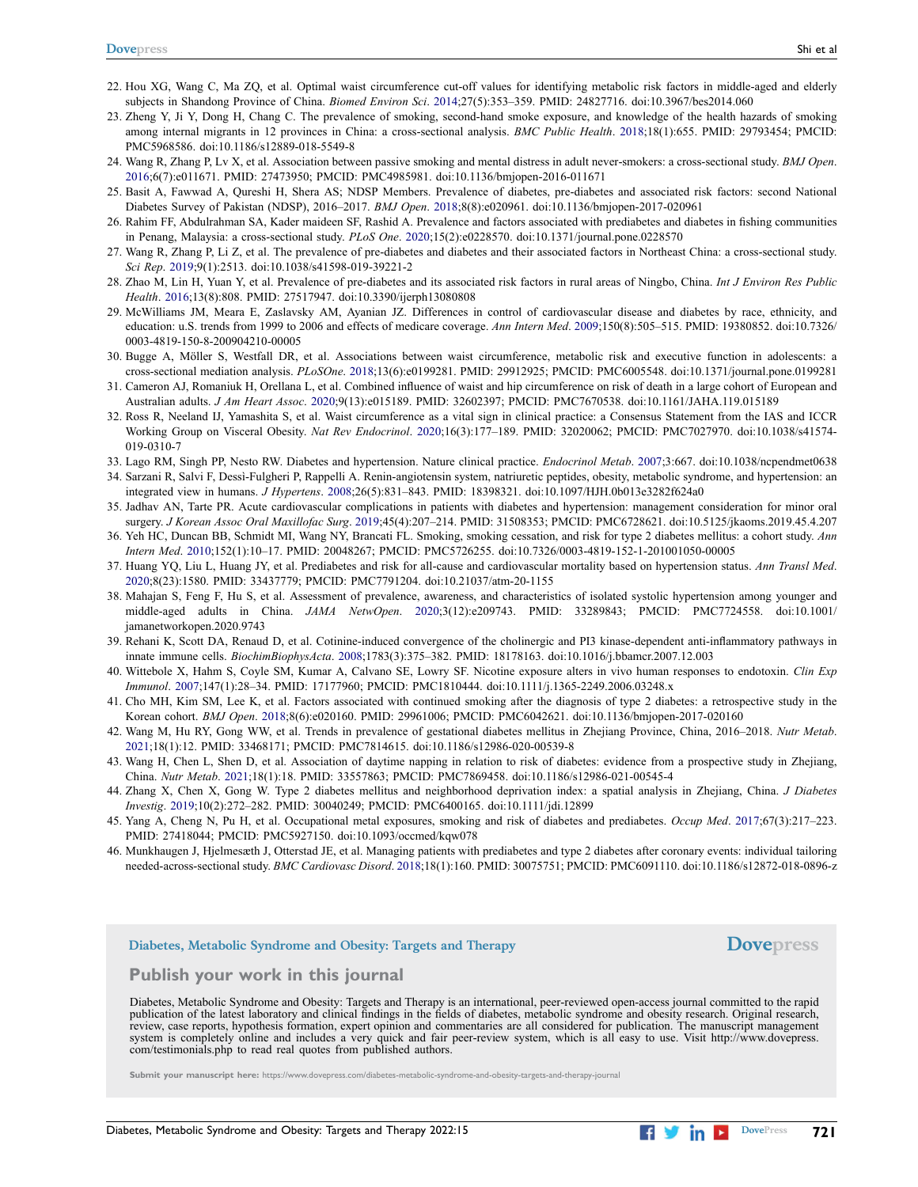22. Hou XG, Wang C, Ma ZQ, et al. Optimal waist circumference cut-off values for identifying metabolic risk factors in middle-aged and elderly subjects in Shandong Province of China. *Biomed Environ Sci*. 2014;27(5):353–359. PMID: 24827716. doi:10.3967/bes2014.060
23. Zheng Y, Ji Y, Dong H, Chang C. The prevalence of smoking, second-hand smoke exposure, and knowledge of the health hazards of smoking among internal migrants in 12 provinces in China: a cross-sectional analysis. *BMC Public Health*. 2018;18(1):655. PMID: 29793454; PMCID: PMC5968586. doi:10.1186/s12889-018-5549-8
24. Wang R, Zhang P, Lv X, et al. Association between passive smoking and mental distress in adult never-smokers: a cross-sectional study. *BMJ Open*. 2016;6(7):e011671. PMID: 27473950; PMCID: PMC4985981. doi:10.1136/bmjopen-2016-011671
25. Basit A, Fawwad A, Qureshi H, Shera AS; NDSP Members. Prevalence of diabetes, pre-diabetes and associated risk factors: second National Diabetes Survey of Pakistan (NDSP), 2016–2017. *BMJ Open*. 2018;8(8):e020961. doi:10.1136/bmjopen-2017-020961
26. Rahim FF, Abdulrahman SA, Kader maideen SF, Rashid A. Prevalence and factors associated with prediabetes and diabetes in fishing communities in Penang, Malaysia: a cross-sectional study. *PLoS One*. 2020;15(2):e0228570. doi:10.1371/journal.pone.0228570
27. Wang R, Zhang P, Li Z, et al. The prevalence of pre-diabetes and diabetes and their associated factors in Northeast China: a cross-sectional study. *Sci Rep*. 2019;9(1):2513. doi:10.1038/s41598-019-39221-2
28. Zhao M, Lin H, Yuan Y, et al. Prevalence of pre-diabetes and its associated risk factors in rural areas of Ningbo, China. *Int J Environ Res Public Health*. 2016;13(8):808. PMID: 27517947. doi:10.3390/ijerph13080808
29. McWilliams JM, Meara E, Zaslavsky AM, Ayanian JZ. Differences in control of cardiovascular disease and diabetes by race, ethnicity, and education: u.S. trends from 1999 to 2006 and effects of medicare coverage. *Ann Intern Med*. 2009;150(8):505–515. PMID: 19380852. doi:10.7326/0003-4819-150-8-200904210-00005
30. Bugge A, Möller S, Westfall DR, et al. Associations between waist circumference, metabolic risk and executive function in adolescents: a cross-sectional mediation analysis. *PLoSOne*. 2018;13(6):e0199281. PMID: 29912925; PMCID: PMC6005548. doi:10.1371/journal.pone.0199281
31. Cameron AJ, Romaniuk H, Orellana L, et al. Combined influence of waist and hip circumference on risk of death in a large cohort of European and Australian adults. *J Am Heart Assoc*. 2020;9(13):e015189. PMID: 32602397; PMCID: PMC7670538. doi:10.1161/JAHA.119.015189
32. Ross R, Neeland IJ, Yamashita S, et al. Waist circumference as a vital sign in clinical practice: a Consensus Statement from the IAS and ICCR Working Group on Visceral Obesity. *Nat Rev Endocrinol*. 2020;16(3):177–189. PMID: 32020062; PMCID: PMC7027970. doi:10.1038/s41574-019-0310-7
33. Lago RM, Singh PP, Nesto RW. Diabetes and hypertension. Nature clinical practice. *Endocrinol Metab*. 2007;3:667. doi:10.1038/ncpendmet0638
34. Sarzani R, Salvi F, Dessi-Fulgheri P, Rappelli A. Renin-angiotensin system, natriuretic peptides, obesity, metabolic syndrome, and hypertension: an integrated view in humans. *J Hypertens*. 2008;26(5):831–843. PMID: 18398321. doi:10.1097/HJH.0b013e3282f624a0
35. Jadhav AN, Tarte PR. Acute cardiovascular complications in patients with diabetes and hypertension: management consideration for minor oral surgery. *J Korean Assoc Oral Maxillofac Surg*. 2019;45(4):207–214. PMID: 31508353; PMCID: PMC6728621. doi:10.5125/jkaoms.2019.45.4.207
36. Yeh HC, Duncan BB, Schmidt MI, Wang NY, Brancati FL. Smoking, smoking cessation, and risk for type 2 diabetes mellitus: a cohort study. *Ann Intern Med*. 2010;152(1):10–17. PMID: 20048267; PMCID: PMC5726255. doi:10.7326/0003-4819-152-1-201001050-00005
37. Huang YQ, Liu L, Huang JY, et al. Prediabetes and risk for all-cause and cardiovascular mortality based on hypertension status. *Ann Transl Med*. 2020;8(23):1580. PMID: 33437779; PMCID: PMC7791204. doi:10.21037/atm-20-1155
38. Mahajan S, Feng F, Hu S, et al. Assessment of prevalence, awareness, and characteristics of isolated systolic hypertension among younger and middle-aged adults in China. *JAMA NetwOpen*. 2020;3(12):e209743. PMID: 33289843; PMCID: PMC7724558. doi:10.1001/jamanetworkopen.2020.9743
39. Rehani K, Scott DA, Renaud D, et al. Cotinine-induced convergence of the cholinergic and PI3 kinase-dependent anti-inflammatory pathways in innate immune cells. *BiochimBiophysActa*. 2008;1783(3):375–382. PMID: 18178163. doi:10.1016/j.bbamcr.2007.12.003
40. Wittebole X, Hahm S, Coyle SM, Kumar A, Calvano SE, Lowry SF. Nicotine exposure alters in vivo human responses to endotoxin. *Clin Exp Immunol*. 2007;147(1):28–34. PMID: 17177960; PMCID: PMC1810444. doi:10.1111/j.1365-2249.2006.03248.x
41. Cho MH, Kim SM, Lee K, et al. Factors associated with continued smoking after the diagnosis of type 2 diabetes: a retrospective study in the Korean cohort. *BMJ Open*. 2018;8(6):e020160. PMID: 29961006; PMCID: PMC6042621. doi:10.1136/bmjopen-2017-020160
42. Wang M, Hu RY, Gong WW, et al. Trends in prevalence of gestational diabetes mellitus in Zhejiang Province, China, 2016–2018. *Nutr Metab*. 2021;18(1):12. PMID: 33468171; PMCID: PMC7814615. doi:10.1186/s12986-020-00539-8
43. Wang H, Chen L, Shen D, et al. Association of daytime napping in relation to risk of diabetes: evidence from a prospective study in Zhejiang, China. *Nutr Metab*. 2021;18(1):18. PMID: 33557863; PMCID: PMC7869458. doi:10.1186/s12986-021-00545-4
44. Zhang X, Chen X, Gong W. Type 2 diabetes mellitus and neighborhood deprivation index: a spatial analysis in Zhejiang, China. *J Diabetes Investig*. 2019;10(2):272–282. PMID: 30040249; PMCID: PMC6400165. doi:10.1111/jdi.12899
45. Yang A, Cheng N, Pu H, et al. Occupational metal exposures, smoking and risk of diabetes and prediabetes. *Occup Med*. 2017;67(3):217–223. PMID: 27418044; PMCID: PMC5927150. doi:10.1093/occmed/kqw078
46. Munkhaugen J, Hjelmesæth J, Otterstad JE, et al. Managing patients with prediabetes and type 2 diabetes after coronary events: individual tailoring needed-across-sectional study. *BMC Cardiovasc Disord*. 2018;18(1):160. PMID: 30075751; PMCID: PMC6091110. doi:10.1186/s12872-018-0896-z

**Diabetes, Metabolic Syndrome and Obesity: Targets and Therapy**

**Dovepress**

## Publish your work in this journal

Diabetes, Metabolic Syndrome and Obesity: Targets and Therapy is an international, peer-reviewed open-access journal committed to the rapid publication of the latest laboratory and clinical findings in the fields of diabetes, metabolic syndrome and obesity research. Original research, review, case reports, hypothesis formation, expert opinion and commentaries are all considered for publication. The manuscript management system is completely online and includes a very quick and fair peer-review system, which is all easy to use. Visit http://www.dovepress.com/testimonials.php to read real quotes from published authors.

**Submit your manuscript here:** https://www.dovepress.com/diabetes-metabolic-syndrome-and-obesity-targets-and-therapy-journal